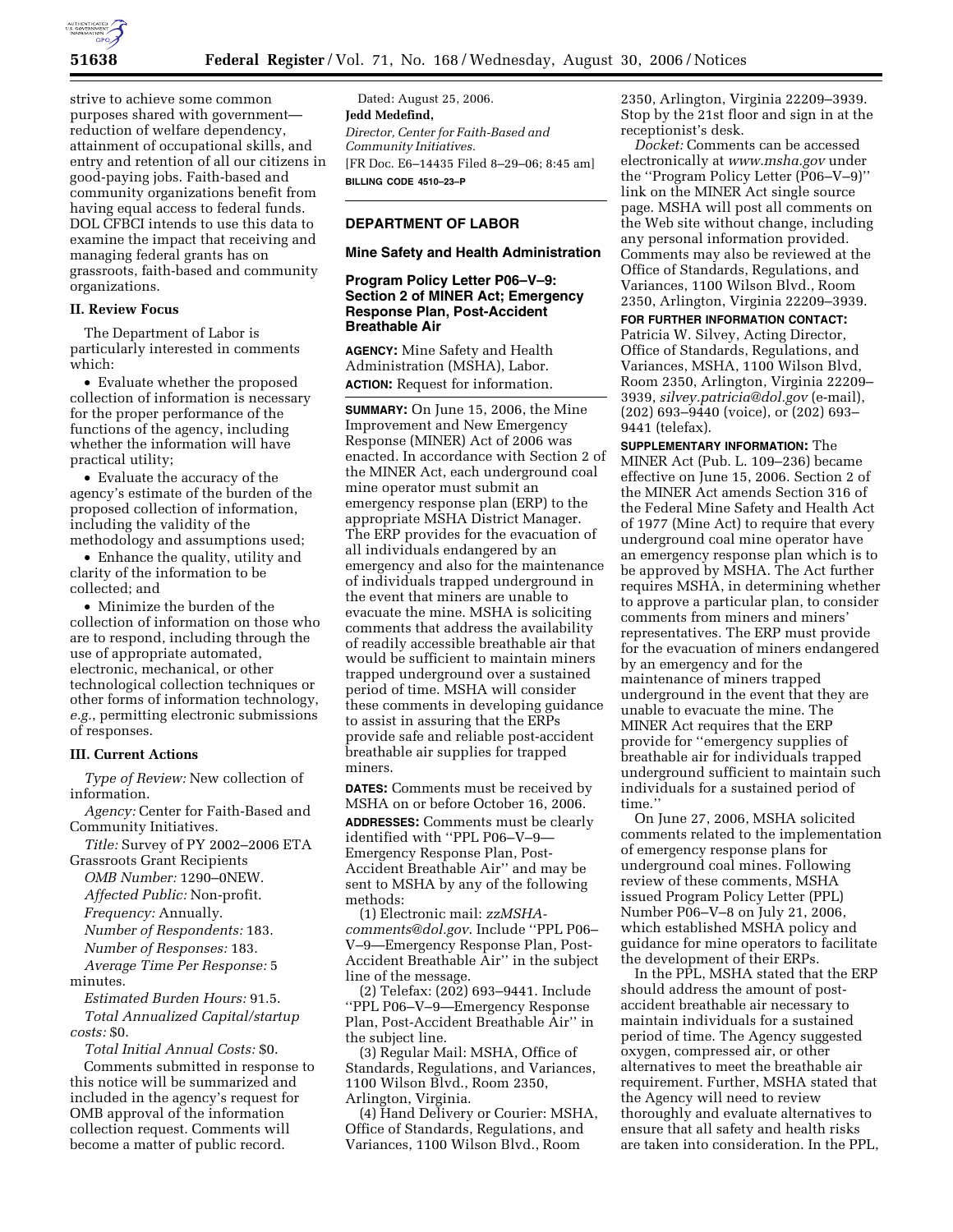strive to achieve some common purposes shared with government—reduction of welfare dependency, attainment of occupational skills, and entry and retention of all our citizens in good-paying jobs. Faith-based and community organizations benefit from having equal access to federal funds. DOL CFBCI intends to use this data to examine the impact that receiving and managing federal grants has on grassroots, faith-based and community organizations.

## II. Review Focus

The Department of Labor is particularly interested in comments which:

- Evaluate whether the proposed collection of information is necessary for the proper performance of the functions of the agency, including whether the information will have practical utility;
- Evaluate the accuracy of the agency's estimate of the burden of the proposed collection of information, including the validity of the methodology and assumptions used;
- Enhance the quality, utility and clarity of the information to be collected; and
- Minimize the burden of the collection of information on those who are to respond, including through the use of appropriate automated, electronic, mechanical, or other technological collection techniques or other forms of information technology, *e.g.*, permitting electronic submissions of responses.

## III. Current Actions

*Type of Review:* New collection of information.

*Agency:* Center for Faith-Based and Community Initiatives.

*Title:* Survey of PY 2002–2006 ETA Grassroots Grant Recipients

*OMB Number:* 1290–0NEW.

*Affected Public:* Non-profit.

*Frequency:* Annually.

*Number of Respondents:* 183.

*Number of Responses:* 183.

*Average Time Per Response:* 5 minutes.

*Estimated Burden Hours:* 91.5.

*Total Annualized Capital/startup costs:* $0.

*Total Initial Annual Costs:* $0.

Comments submitted in response to this notice will be summarized and included in the agency's request for OMB approval of the information collection request. Comments will become a matter of public record.

Dated: August 25, 2006.

**Jedd Medefind,**

*Director, Center for Faith-Based and Community Initiatives.*

[FR Doc. E6–14435 Filed 8–29–06; 8:45 am]

**BILLING CODE 4510–23–P**

---

## DEPARTMENT OF LABOR

### Mine Safety and Health Administration

### Program Policy Letter P06–V–9: Section 2 of MINER Act; Emergency Response Plan, Post-Accident Breathable Air

**AGENCY:** Mine Safety and Health Administration (MSHA), Labor.

**ACTION:** Request for information.

**SUMMARY:** On June 15, 2006, the Mine Improvement and New Emergency Response (MINER) Act of 2006 was enacted. In accordance with Section 2 of the MINER Act, each underground coal mine operator must submit an emergency response plan (ERP) to the appropriate MSHA District Manager. The ERP provides for the evacuation of all individuals endangered by an emergency and also for the maintenance of individuals trapped underground in the event that miners are unable to evacuate the mine. MSHA is soliciting comments that address the availability of readily accessible breathable air that would be sufficient to maintain miners trapped underground over a sustained period of time. MSHA will consider these comments in developing guidance to assist in assuring that the ERPs provide safe and reliable post-accident breathable air supplies for trapped miners.

**DATES:** Comments must be received by MSHA on or before October 16, 2006.

**ADDRESSES:** Comments must be clearly identified with "PPL P06–V–9—Emergency Response Plan, Post-Accident Breathable Air" and may be sent to MSHA by any of the following methods:

(1) Electronic mail: *zzMSHA-comments@dol.gov*. Include "PPL P06–V–9—Emergency Response Plan, Post-Accident Breathable Air" in the subject line of the message.

(2) Telefax: (202) 693–9441. Include "PPL P06–V–9—Emergency Response Plan, Post-Accident Breathable Air" in the subject line.

(3) Regular Mail: MSHA, Office of Standards, Regulations, and Variances, 1100 Wilson Blvd., Room 2350, Arlington, Virginia.

(4) Hand Delivery or Courier: MSHA, Office of Standards, Regulations, and Variances, 1100 Wilson Blvd., Room 2350, Arlington, Virginia 22209–3939. Stop by the 21st floor and sign in at the receptionist's desk.

*Docket:* Comments can be accessed electronically at *www.msha.gov* under the "Program Policy Letter (P06–V–9)" link on the MINER Act single source page. MSHA will post all comments on the Web site without change, including any personal information provided. Comments may also be reviewed at the Office of Standards, Regulations, and Variances, 1100 Wilson Blvd., Room 2350, Arlington, Virginia 22209–3939.

**FOR FURTHER INFORMATION CONTACT:** Patricia W. Silvey, Acting Director, Office of Standards, Regulations, and Variances, MSHA, 1100 Wilson Blvd, Room 2350, Arlington, Virginia 22209–3939, *silvey.patricia@dol.gov* (e-mail), (202) 693–9440 (voice), or (202) 693–9441 (telefax).

**SUPPLEMENTARY INFORMATION:** The MINER Act (Pub. L. 109–236) became effective on June 15, 2006. Section 2 of the MINER Act amends Section 316 of the Federal Mine Safety and Health Act of 1977 (Mine Act) to require that every underground coal mine operator have an emergency response plan which is to be approved by MSHA. The Act further requires MSHA, in determining whether to approve a particular plan, to consider comments from miners and miners' representatives. The ERP must provide for the evacuation of miners endangered by an emergency and for the maintenance of miners trapped underground in the event that they are unable to evacuate the mine. The MINER Act requires that the ERP provide for "emergency supplies of breathable air for individuals trapped underground sufficient to maintain such individuals for a sustained period of time."

On June 27, 2006, MSHA solicited comments related to the implementation of emergency response plans for underground coal mines. Following review of these comments, MSHA issued Program Policy Letter (PPL) Number P06–V–8 on July 21, 2006, which established MSHA policy and guidance for mine operators to facilitate the development of their ERPs.

In the PPL, MSHA stated that the ERP should address the amount of post-accident breathable air necessary to maintain individuals for a sustained period of time. The Agency suggested oxygen, compressed air, or other alternatives to meet the breathable air requirement. Further, MSHA stated that the Agency will need to review thoroughly and evaluate alternatives to ensure that all safety and health risks are taken into consideration. In the PPL,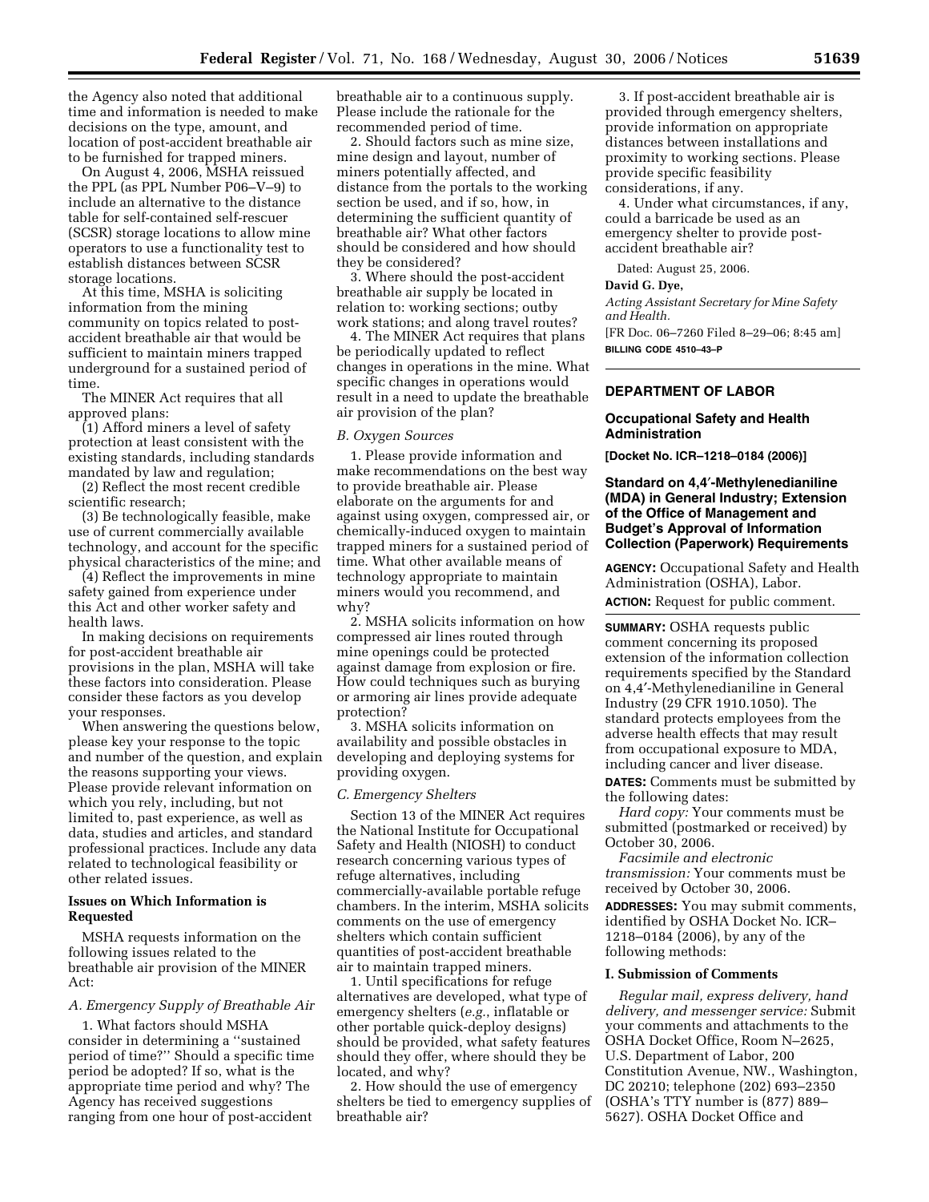the Agency also noted that additional time and information is needed to make decisions on the type, amount, and location of post-accident breathable air to be furnished for trapped miners.

On August 4, 2006, MSHA reissued the PPL (as PPL Number P06–V–9) to include an alternative to the distance table for self-contained self-rescuer (SCSR) storage locations to allow mine operators to use a functionality test to establish distances between SCSR storage locations.

At this time, MSHA is soliciting information from the mining community on topics related to post-accident breathable air that would be sufficient to maintain miners trapped underground for a sustained period of time.

The MINER Act requires that all approved plans:

(1) Afford miners a level of safety protection at least consistent with the existing standards, including standards mandated by law and regulation;

(2) Reflect the most recent credible scientific research;

(3) Be technologically feasible, make use of current commercially available technology, and account for the specific physical characteristics of the mine; and

(4) Reflect the improvements in mine safety gained from experience under this Act and other worker safety and health laws.

In making decisions on requirements for post-accident breathable air provisions in the plan, MSHA will take these factors into consideration. Please consider these factors as you develop your responses.

When answering the questions below, please key your response to the topic and number of the question, and explain the reasons supporting your views. Please provide relevant information on which you rely, including, but not limited to, past experience, as well as data, studies and articles, and standard professional practices. Include any data related to technological feasibility or other related issues.

## Issues on Which Information is Requested

MSHA requests information on the following issues related to the breathable air provision of the MINER Act:

*A. Emergency Supply of Breathable Air*

1. What factors should MSHA consider in determining a ''sustained period of time?'' Should a specific time period be adopted? If so, what is the appropriate time period and why? The Agency has received suggestions ranging from one hour of post-accident breathable air to a continuous supply. Please include the rationale for the recommended period of time.

2. Should factors such as mine size, mine design and layout, number of miners potentially affected, and distance from the portals to the working section be used, and if so, how, in determining the sufficient quantity of breathable air? What other factors should be considered and how should they be considered?

3. Where should the post-accident breathable air supply be located in relation to: working sections; outby work stations; and along travel routes?

4. The MINER Act requires that plans be periodically updated to reflect changes in operations in the mine. What specific changes in operations would result in a need to update the breathable air provision of the plan?

*B. Oxygen Sources*

1. Please provide information and make recommendations on the best way to provide breathable air. Please elaborate on the arguments for and against using oxygen, compressed air, or chemically-induced oxygen to maintain trapped miners for a sustained period of time. What other available means of technology appropriate to maintain miners would you recommend, and why?

2. MSHA solicits information on how compressed air lines routed through mine openings could be protected against damage from explosion or fire. How could techniques such as burying or armoring air lines provide adequate protection?

3. MSHA solicits information on availability and possible obstacles in developing and deploying systems for providing oxygen.

*C. Emergency Shelters*

Section 13 of the MINER Act requires the National Institute for Occupational Safety and Health (NIOSH) to conduct research concerning various types of refuge alternatives, including commercially-available portable refuge chambers. In the interim, MSHA solicits comments on the use of emergency shelters which contain sufficient quantities of post-accident breathable air to maintain trapped miners.

1. Until specifications for refuge alternatives are developed, what type of emergency shelters (*e.g.*, inflatable or other portable quick-deploy designs) should be provided, what safety features should they offer, where should they be located, and why?

2. How should the use of emergency shelters be tied to emergency supplies of breathable air?

3. If post-accident breathable air is provided through emergency shelters, provide information on appropriate distances between installations and proximity to working sections. Please provide specific feasibility considerations, if any.

4. Under what circumstances, if any, could a barricade be used as an emergency shelter to provide post-accident breathable air?

Dated: August 25, 2006.

**David G. Dye,**

*Acting Assistant Secretary for Mine Safety and Health.*

[FR Doc. 06–7260 Filed 8–29–06; 8:45 am]

**BILLING CODE 4510–43–P**

---

## DEPARTMENT OF LABOR

### Occupational Safety and Health Administration

**[Docket No. ICR–1218–0184 (2006)]**

### Standard on 4,4′-Methylenedianiline (MDA) in General Industry; Extension of the Office of Management and Budget's Approval of Information Collection (Paperwork) Requirements

**AGENCY:** Occupational Safety and Health Administration (OSHA), Labor.

**ACTION:** Request for public comment.

**SUMMARY:** OSHA requests public comment concerning its proposed extension of the information collection requirements specified by the Standard on 4,4′-Methylenedianiline in General Industry (29 CFR 1910.1050). The standard protects employees from the adverse health effects that may result from occupational exposure to MDA, including cancer and liver disease.

**DATES:** Comments must be submitted by the following dates:

*Hard copy:* Your comments must be submitted (postmarked or received) by October 30, 2006.

*Facsimile and electronic transmission:* Your comments must be received by October 30, 2006.

**ADDRESSES:** You may submit comments, identified by OSHA Docket No. ICR–1218–0184 (2006), by any of the following methods:

#### I. Submission of Comments

*Regular mail, express delivery, hand delivery, and messenger service:* Submit your comments and attachments to the OSHA Docket Office, Room N–2625, U.S. Department of Labor, 200 Constitution Avenue, NW., Washington, DC 20210; telephone (202) 693–2350 (OSHA's TTY number is (877) 889–5627). OSHA Docket Office and